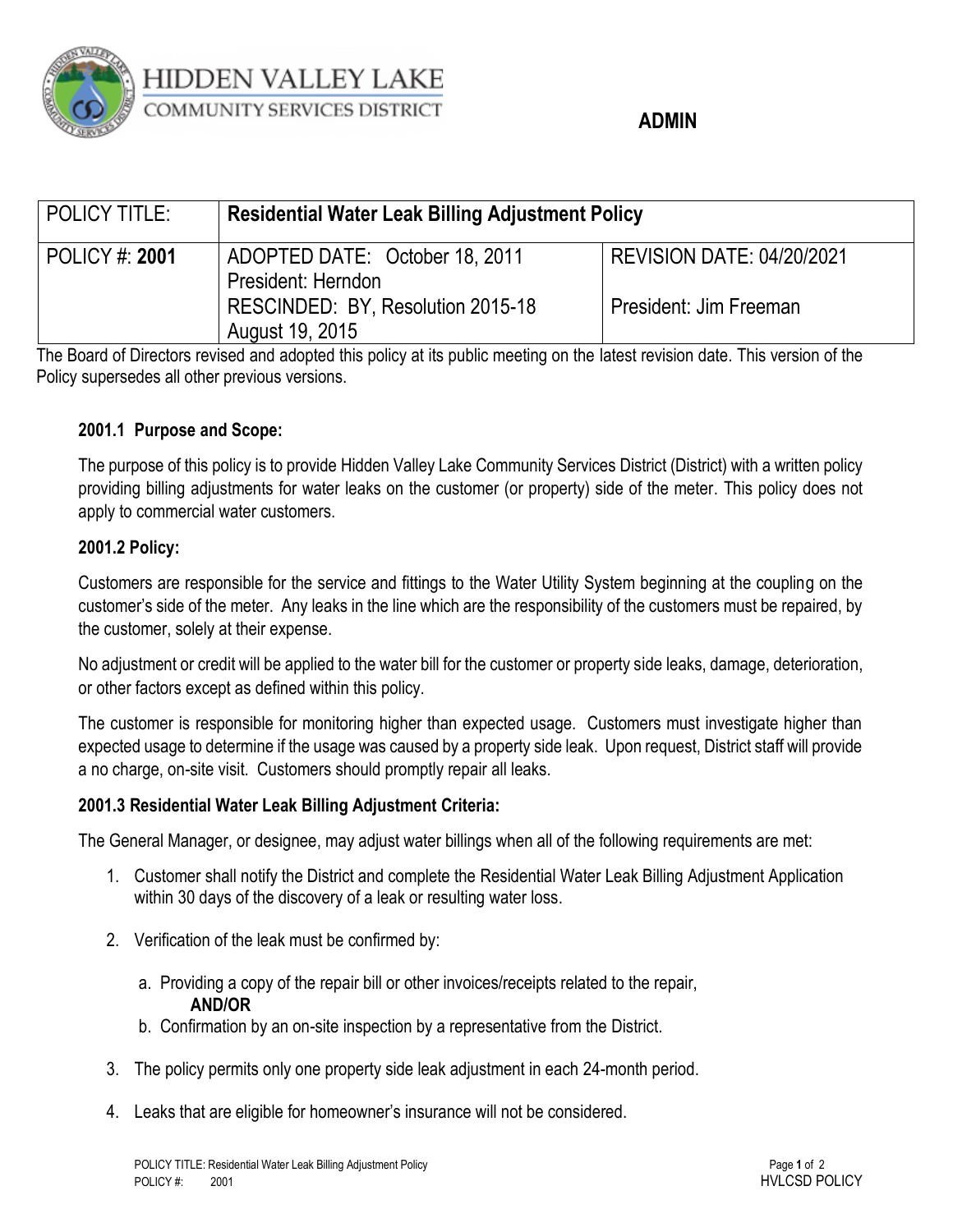HIDDEN VALLEY LAKE
COMMUNITY SERVICES DISTRICT

**ADMIN**

| POLICY TITLE: | **Residential Water Leak Billing Adjustment Policy** | |
|---|---|---|
| POLICY #: **2001** | ADOPTED DATE: October 18, 2011<br>President: Herndon<br>RESCINDED: BY, Resolution 2015-18<br>August 19, 2015 | REVISION DATE: 04/20/2021<br><br>President: Jim Freeman |

The Board of Directors revised and adopted this policy at its public meeting on the latest revision date. This version of the Policy supersedes all other previous versions.

### 2001.1 Purpose and Scope:

The purpose of this policy is to provide Hidden Valley Lake Community Services District (District) with a written policy providing billing adjustments for water leaks on the customer (or property) side of the meter. This policy does not apply to commercial water customers.

### 2001.2 Policy:

Customers are responsible for the service and fittings to the Water Utility System beginning at the coupling on the customer's side of the meter. Any leaks in the line which are the responsibility of the customers must be repaired, by the customer, solely at their expense.

No adjustment or credit will be applied to the water bill for the customer or property side leaks, damage, deterioration, or other factors except as defined within this policy.

The customer is responsible for monitoring higher than expected usage. Customers must investigate higher than expected usage to determine if the usage was caused by a property side leak. Upon request, District staff will provide a no charge, on-site visit. Customers should promptly repair all leaks.

### 2001.3 Residential Water Leak Billing Adjustment Criteria:

The General Manager, or designee, may adjust water billings when all of the following requirements are met:

1. Customer shall notify the District and complete the Residential Water Leak Billing Adjustment Application within 30 days of the discovery of a leak or resulting water loss.
2. Verification of the leak must be confirmed by:
   a. Providing a copy of the repair bill or other invoices/receipts related to the repair,
   **AND/OR**
   b. Confirmation by an on-site inspection by a representative from the District.
3. The policy permits only one property side leak adjustment in each 24-month period.
4. Leaks that are eligible for homeowner's insurance will not be considered.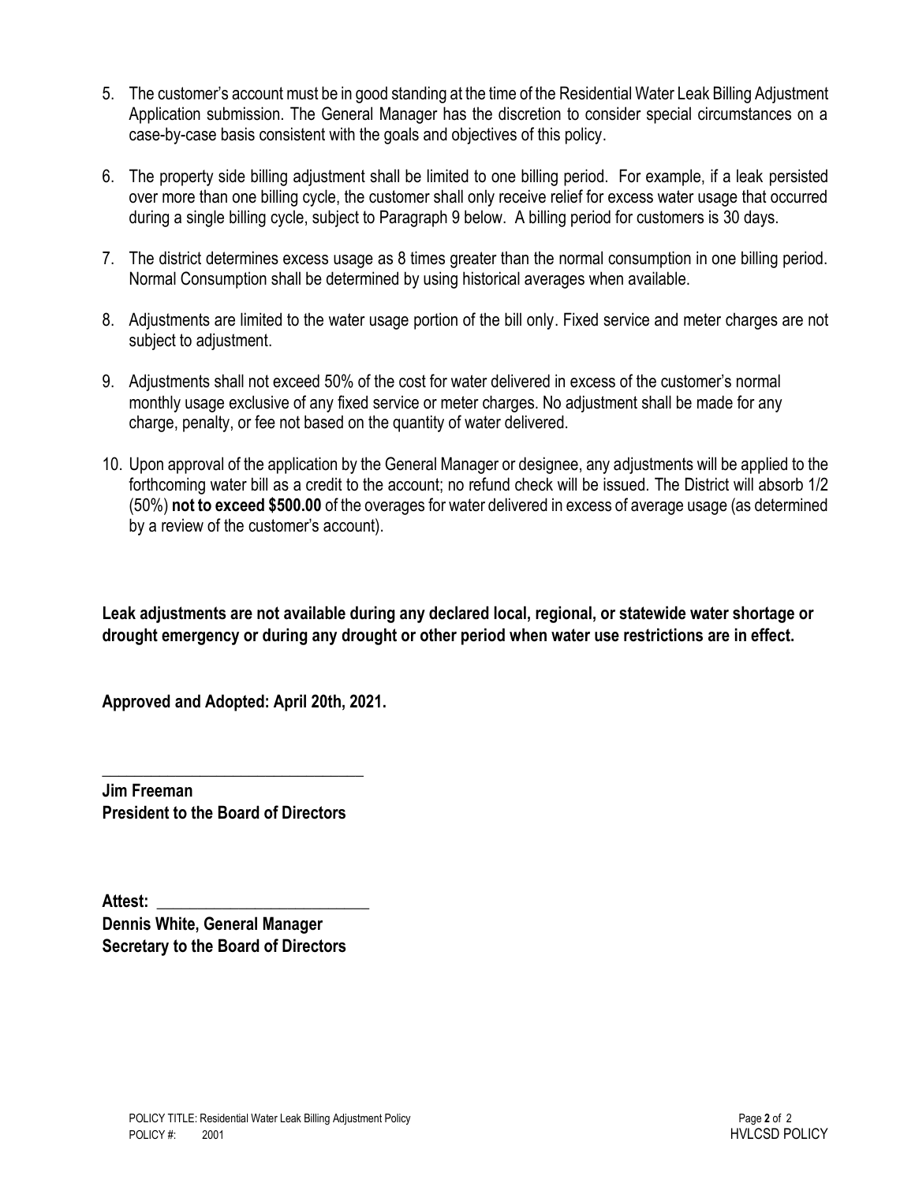5. The customer's account must be in good standing at the time of the Residential Water Leak Billing Adjustment Application submission. The General Manager has the discretion to consider special circumstances on a case-by-case basis consistent with the goals and objectives of this policy.

6. The property side billing adjustment shall be limited to one billing period. For example, if a leak persisted over more than one billing cycle, the customer shall only receive relief for excess water usage that occurred during a single billing cycle, subject to Paragraph 9 below. A billing period for customers is 30 days.

7. The district determines excess usage as 8 times greater than the normal consumption in one billing period. Normal Consumption shall be determined by using historical averages when available.

8. Adjustments are limited to the water usage portion of the bill only. Fixed service and meter charges are not subject to adjustment.

9. Adjustments shall not exceed 50% of the cost for water delivered in excess of the customer's normal monthly usage exclusive of any fixed service or meter charges. No adjustment shall be made for any charge, penalty, or fee not based on the quantity of water delivered.

10. Upon approval of the application by the General Manager or designee, any adjustments will be applied to the forthcoming water bill as a credit to the account; no refund check will be issued. The District will absorb 1/2 (50%) **not to exceed $500.00** of the overages for water delivered in excess of average usage (as determined by a review of the customer's account).

**Leak adjustments are not available during any declared local, regional, or statewide water shortage or drought emergency or during any drought or other period when water use restrictions are in effect.**

**Approved and Adopted: April 20th, 2021.**

\_\_\_\_\_\_\_\_\_\_\_\_\_\_\_\_\_\_\_\_\_\_\_\_\_\_\_\_\_\_\_\_

**Jim Freeman**
**President to the Board of Directors**

**Attest:** \_\_\_\_\_\_\_\_\_\_\_\_\_\_\_\_\_\_\_\_\_\_\_\_\_\_

**Dennis White, General Manager**
**Secretary to the Board of Directors**

POLICY TITLE: Residential Water Leak Billing Adjustment Policy
POLICY #: 2001
HVLCSD POLICY